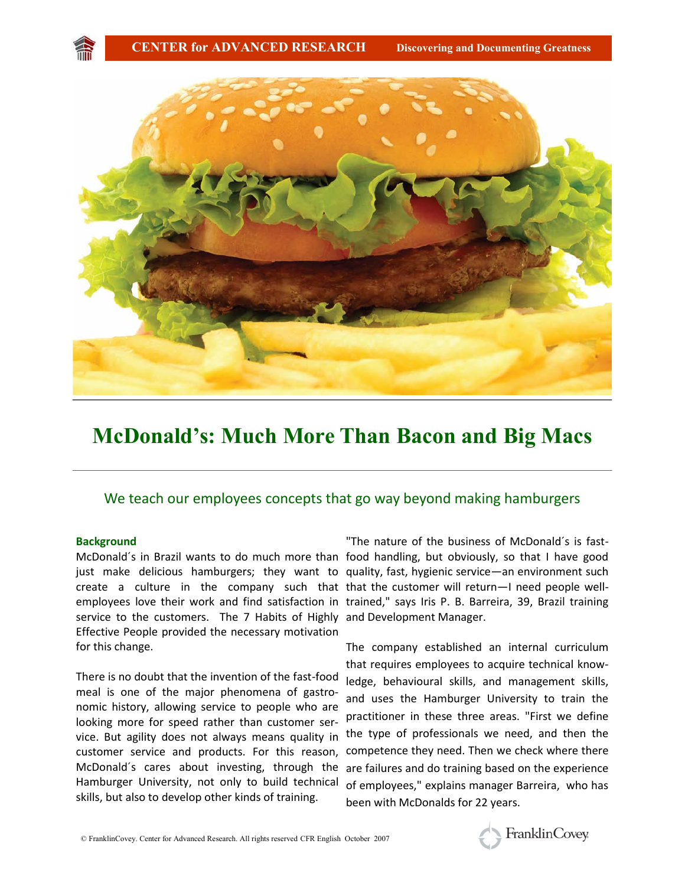# McDonald's: Much More Than Bacon and Big Macs

## We teach our employees concepts that go way beyond making hamburgers

### Background

McDonald´s in Brazil wants to do much more than just make delicious hamburgers; they want to create a culture in the company such that employees love their work and find satisfaction in service to the customers. The 7 Habits of Highly Effective People provided the necessary motivation for this change.

There is no doubt that the invention of the fast-food meal is one of the major phenomena of gastronomic history, allowing service to people who are looking more for speed rather than customer service. But agility does not always means quality in customer service and products. For this reason, McDonald´s cares about investing, through the Hamburger University, not only to build technical skills, but also to develop other kinds of training.

"The nature of the business of McDonald´s is fast-food handling, but obviously, so that I have good quality, fast, hygienic service—an environment such that the customer will return—I need people well-trained," says Iris P. B. Barreira, 39, Brazil training and Development Manager.

The company established an internal curriculum that requires employees to acquire technical knowledge, behavioural skills, and management skills, and uses the Hamburger University to train the practitioner in these three areas. "First we define the type of professionals we need, and then the competence they need. Then we check where there are failures and do training based on the experience of employees," explains manager Barreira, who has been with McDonalds for 22 years.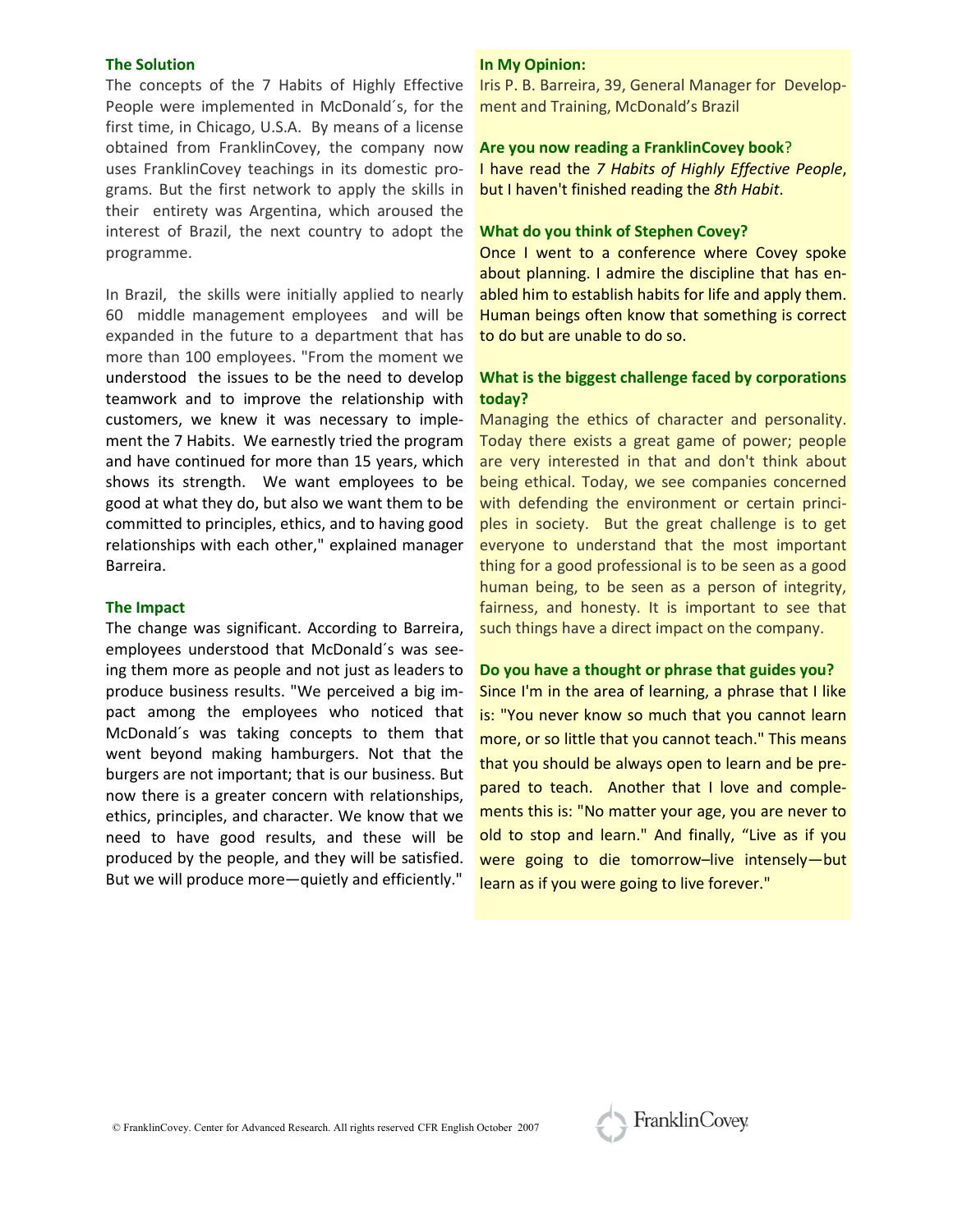### The Solution

The concepts of the 7 Habits of Highly Effective People were implemented in McDonald´s, for the first time, in Chicago, U.S.A. By means of a license obtained from FranklinCovey, the company now uses FranklinCovey teachings in its domestic programs. But the first network to apply the skills in their entirety was Argentina, which aroused the interest of Brazil, the next country to adopt the programme.

In Brazil, the skills were initially applied to nearly 60 middle management employees and will be expanded in the future to a department that has more than 100 employees. "From the moment we understood the issues to be the need to develop teamwork and to improve the relationship with customers, we knew it was necessary to implement the 7 Habits. We earnestly tried the program and have continued for more than 15 years, which shows its strength. We want employees to be good at what they do, but also we want them to be committed to principles, ethics, and to having good relationships with each other," explained manager Barreira.

### The Impact

The change was significant. According to Barreira, employees understood that McDonald´s was seeing them more as people and not just as leaders to produce business results. "We perceived a big impact among the employees who noticed that McDonald´s was taking concepts to them that went beyond making hamburgers. Not that the burgers are not important; that is our business. But now there is a greater concern with relationships, ethics, principles, and character. We know that we need to have good results, and these will be produced by the people, and they will be satisfied. But we will produce more—quietly and efficiently."

### In My Opinion:

Iris P. B. Barreira, 39, General Manager for Development and Training, McDonald's Brazil

**Are you now reading a FranklinCovey book?**

I have read the *7 Habits of Highly Effective People*, but I haven't finished reading the *8th Habit*.

**What do you think of Stephen Covey?**

Once I went to a conference where Covey spoke about planning. I admire the discipline that has enabled him to establish habits for life and apply them. Human beings often know that something is correct to do but are unable to do so.

**What is the biggest challenge faced by corporations today?**

Managing the ethics of character and personality. Today there exists a great game of power; people are very interested in that and don't think about being ethical. Today, we see companies concerned with defending the environment or certain principles in society. But the great challenge is to get everyone to understand that the most important thing for a good professional is to be seen as a good human being, to be seen as a person of integrity, fairness, and honesty. It is important to see that such things have a direct impact on the company.

**Do you have a thought or phrase that guides you?**

Since I'm in the area of learning, a phrase that I like is: "You never know so much that you cannot learn more, or so little that you cannot teach." This means that you should be always open to learn and be prepared to teach. Another that I love and complements this is: "No matter your age, you are never to old to stop and learn." And finally, "Live as if you were going to die tomorrow–live intensely—but learn as if you were going to live forever."

© FranklinCovey. Center for Advanced Research. All rights reserved CFR English October 2007